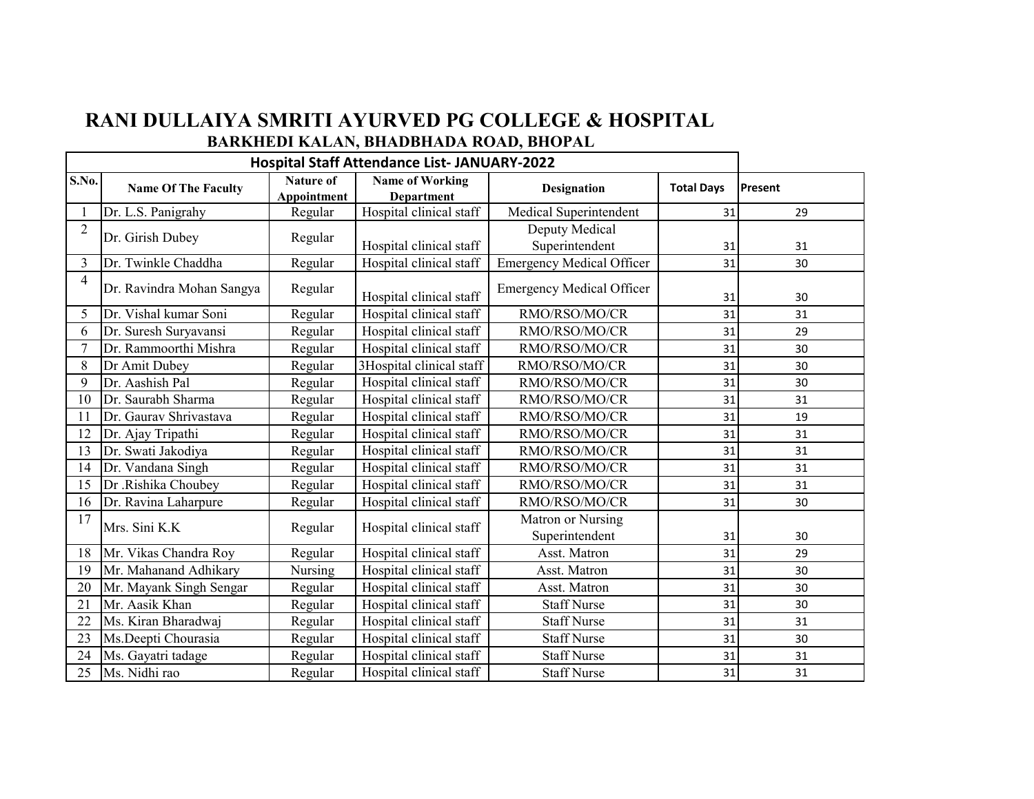# RANI DULLAIYA SMRITI AYURVED PG COLLEGE & HOSPITAL

## BARKHEDI KALAN, BHADBHADA ROAD, BHOPAL

| Hospital Staff Attendance List- JANUARY-2022 | | | | | | |
|---|---|---|---|---|---|---|
| S.No. | Name Of The Faculty | Nature of Appointment | Name of Working Department | Designation | Total Days | Present |
| 1 | Dr. L.S. Panigrahy | Regular | Hospital clinical staff | Medical Superintendent | 31 | 29 |
| 2 | Dr. Girish Dubey | Regular | Hospital clinical staff | Deputy Medical Superintendent | 31 | 31 |
| 3 | Dr. Twinkle Chaddha | Regular | Hospital clinical staff | Emergency Medical Officer | 31 | 30 |
| 4 | Dr. Ravindra Mohan Sangya | Regular | Hospital clinical staff | Emergency Medical Officer | 31 | 30 |
| 5 | Dr. Vishal kumar Soni | Regular | Hospital clinical staff | RMO/RSO/MO/CR | 31 | 31 |
| 6 | Dr. Suresh Suryavansi | Regular | Hospital clinical staff | RMO/RSO/MO/CR | 31 | 29 |
| 7 | Dr. Rammoorthi Mishra | Regular | Hospital clinical staff | RMO/RSO/MO/CR | 31 | 30 |
| 8 | Dr Amit Dubey | Regular | 3Hospital clinical staff | RMO/RSO/MO/CR | 31 | 30 |
| 9 | Dr. Aashish Pal | Regular | Hospital clinical staff | RMO/RSO/MO/CR | 31 | 30 |
| 10 | Dr. Saurabh Sharma | Regular | Hospital clinical staff | RMO/RSO/MO/CR | 31 | 31 |
| 11 | Dr. Gaurav Shrivastava | Regular | Hospital clinical staff | RMO/RSO/MO/CR | 31 | 19 |
| 12 | Dr. Ajay Tripathi | Regular | Hospital clinical staff | RMO/RSO/MO/CR | 31 | 31 |
| 13 | Dr. Swati Jakodiya | Regular | Hospital clinical staff | RMO/RSO/MO/CR | 31 | 31 |
| 14 | Dr. Vandana Singh | Regular | Hospital clinical staff | RMO/RSO/MO/CR | 31 | 31 |
| 15 | Dr .Rishika Choubey | Regular | Hospital clinical staff | RMO/RSO/MO/CR | 31 | 31 |
| 16 | Dr. Ravina Laharpure | Regular | Hospital clinical staff | RMO/RSO/MO/CR | 31 | 30 |
| 17 | Mrs. Sini K.K | Regular | Hospital clinical staff | Matron or Nursing Superintendent | 31 | 30 |
| 18 | Mr. Vikas Chandra Roy | Regular | Hospital clinical staff | Asst. Matron | 31 | 29 |
| 19 | Mr. Mahanand Adhikary | Nursing | Hospital clinical staff | Asst. Matron | 31 | 30 |
| 20 | Mr. Mayank Singh Sengar | Regular | Hospital clinical staff | Asst. Matron | 31 | 30 |
| 21 | Mr. Aasik Khan | Regular | Hospital clinical staff | Staff Nurse | 31 | 30 |
| 22 | Ms. Kiran Bharadwaj | Regular | Hospital clinical staff | Staff Nurse | 31 | 31 |
| 23 | Ms.Deepti Chourasia | Regular | Hospital clinical staff | Staff Nurse | 31 | 30 |
| 24 | Ms. Gayatri tadage | Regular | Hospital clinical staff | Staff Nurse | 31 | 31 |
| 25 | Ms. Nidhi rao | Regular | Hospital clinical staff | Staff Nurse | 31 | 31 |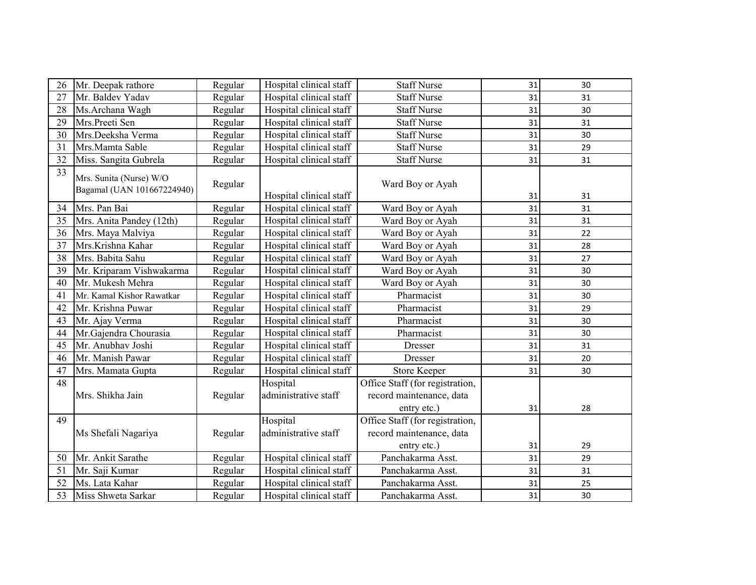| 26 | Mr. Deepak rathore | Regular | Hospital clinical staff | Staff Nurse | 31 | 30 |
|---|---|---|---|---|---|---|
| 27 | Mr. Baldev Yadav | Regular | Hospital clinical staff | Staff Nurse | 31 | 31 |
| 28 | Ms.Archana Wagh | Regular | Hospital clinical staff | Staff Nurse | 31 | 30 |
| 29 | Mrs.Preeti Sen | Regular | Hospital clinical staff | Staff Nurse | 31 | 31 |
| 30 | Mrs.Deeksha Verma | Regular | Hospital clinical staff | Staff Nurse | 31 | 30 |
| 31 | Mrs.Mamta Sable | Regular | Hospital clinical staff | Staff Nurse | 31 | 29 |
| 32 | Miss. Sangita Gubrela | Regular | Hospital clinical staff | Staff Nurse | 31 | 31 |
| 33 | Mrs. Sunita (Nurse) W/O Bagamal (UAN 101667224940) | Regular | Hospital clinical staff | Ward Boy or Ayah | 31 | 31 |
| 34 | Mrs. Pan Bai | Regular | Hospital clinical staff | Ward Boy or Ayah | 31 | 31 |
| 35 | Mrs. Anita Pandey (12th) | Regular | Hospital clinical staff | Ward Boy or Ayah | 31 | 31 |
| 36 | Mrs. Maya Malviya | Regular | Hospital clinical staff | Ward Boy or Ayah | 31 | 22 |
| 37 | Mrs.Krishna Kahar | Regular | Hospital clinical staff | Ward Boy or Ayah | 31 | 28 |
| 38 | Mrs. Babita Sahu | Regular | Hospital clinical staff | Ward Boy or Ayah | 31 | 27 |
| 39 | Mr. Kriparam Vishwakarma | Regular | Hospital clinical staff | Ward Boy or Ayah | 31 | 30 |
| 40 | Mr. Mukesh Mehra | Regular | Hospital clinical staff | Ward Boy or Ayah | 31 | 30 |
| 41 | Mr. Kamal Kishor Rawatkar | Regular | Hospital clinical staff | Pharmacist | 31 | 30 |
| 42 | Mr. Krishna Puwar | Regular | Hospital clinical staff | Pharmacist | 31 | 29 |
| 43 | Mr. Ajay Verma | Regular | Hospital clinical staff | Pharmacist | 31 | 30 |
| 44 | Mr.Gajendra Chourasia | Regular | Hospital clinical staff | Pharmacist | 31 | 30 |
| 45 | Mr. Anubhav Joshi | Regular | Hospital clinical staff | Dresser | 31 | 31 |
| 46 | Mr. Manish Pawar | Regular | Hospital clinical staff | Dresser | 31 | 20 |
| 47 | Mrs. Mamata Gupta | Regular | Hospital clinical staff | Store Keeper | 31 | 30 |
| 48 | Mrs. Shikha Jain | Regular | Hospital administrative staff | Office Staff (for registration, record maintenance, data entry etc.) | 31 | 28 |
| 49 | Ms Shefali Nagariya | Regular | Hospital administrative staff | Office Staff (for registration, record maintenance, data entry etc.) | 31 | 29 |
| 50 | Mr. Ankit Sarathe | Regular | Hospital clinical staff | Panchakarma Asst. | 31 | 29 |
| 51 | Mr. Saji Kumar | Regular | Hospital clinical staff | Panchakarma Asst. | 31 | 31 |
| 52 | Ms. Lata Kahar | Regular | Hospital clinical staff | Panchakarma Asst. | 31 | 25 |
| 53 | Miss Shweta Sarkar | Regular | Hospital clinical staff | Panchakarma Asst. | 31 | 30 |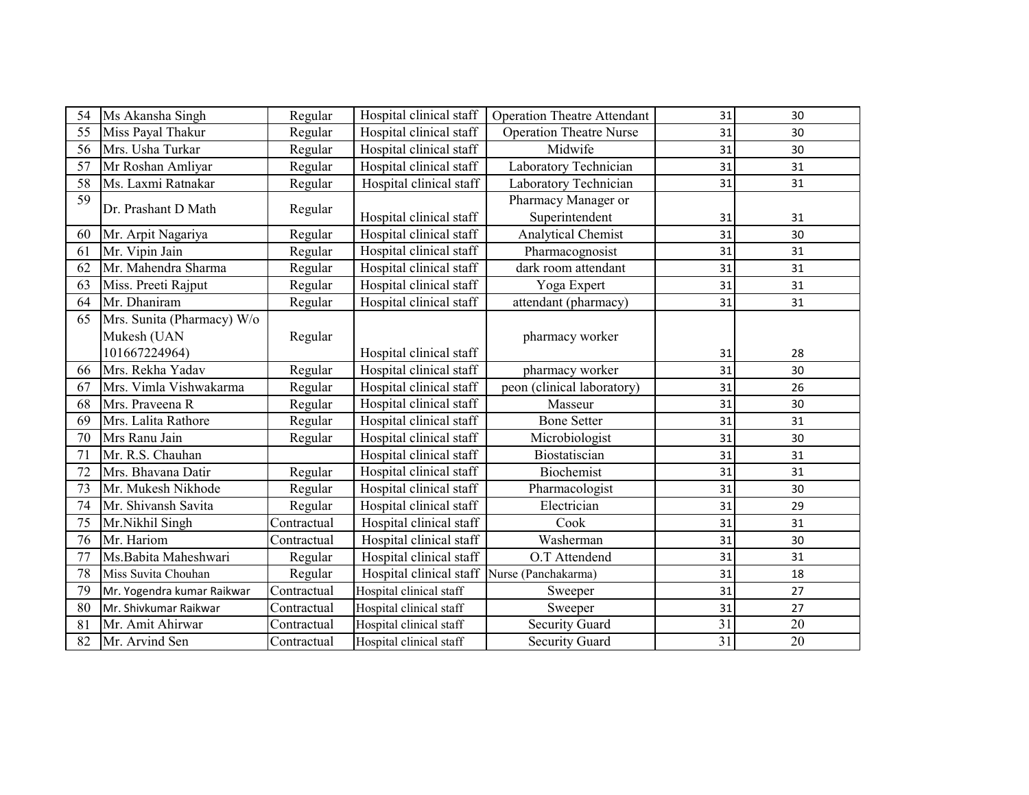| 54 | Ms Akansha Singh | Regular | Hospital clinical staff | Operation Theatre Attendant | 31 | 30 |
|---|---|---|---|---|---|---|
| 55 | Miss Payal Thakur | Regular | Hospital clinical staff | Operation Theatre Nurse | 31 | 30 |
| 56 | Mrs. Usha Turkar | Regular | Hospital clinical staff | Midwife | 31 | 30 |
| 57 | Mr Roshan Amliyar | Regular | Hospital clinical staff | Laboratory Technician | 31 | 31 |
| 58 | Ms. Laxmi Ratnakar | Regular | Hospital clinical staff | Laboratory Technician | 31 | 31 |
| 59 | Dr. Prashant D Math | Regular | Hospital clinical staff | Pharmacy Manager or Superintendent | 31 | 31 |
| 60 | Mr. Arpit Nagariya | Regular | Hospital clinical staff | Analytical Chemist | 31 | 30 |
| 61 | Mr. Vipin Jain | Regular | Hospital clinical staff | Pharmacognosist | 31 | 31 |
| 62 | Mr. Mahendra Sharma | Regular | Hospital clinical staff | dark room attendant | 31 | 31 |
| 63 | Miss. Preeti Rajput | Regular | Hospital clinical staff | Yoga Expert | 31 | 31 |
| 64 | Mr. Dhaniram | Regular | Hospital clinical staff | attendant (pharmacy) | 31 | 31 |
| 65 | Mrs. Sunita (Pharmacy) W/o Mukesh (UAN 101667224964) | Regular | Hospital clinical staff | pharmacy worker | 31 | 28 |
| 66 | Mrs. Rekha Yadav | Regular | Hospital clinical staff | pharmacy worker | 31 | 30 |
| 67 | Mrs. Vimla Vishwakarma | Regular | Hospital clinical staff | peon (clinical laboratory) | 31 | 26 |
| 68 | Mrs. Praveena R | Regular | Hospital clinical staff | Masseur | 31 | 30 |
| 69 | Mrs. Lalita Rathore | Regular | Hospital clinical staff | Bone Setter | 31 | 31 |
| 70 | Mrs Ranu Jain | Regular | Hospital clinical staff | Microbiologist | 31 | 30 |
| 71 | Mr. R.S. Chauhan | | Hospital clinical staff | Biostatiscian | 31 | 31 |
| 72 | Mrs. Bhavana Datir | Regular | Hospital clinical staff | Biochemist | 31 | 31 |
| 73 | Mr. Mukesh Nikhode | Regular | Hospital clinical staff | Pharmacologist | 31 | 30 |
| 74 | Mr. Shivansh Savita | Regular | Hospital clinical staff | Electrician | 31 | 29 |
| 75 | Mr.Nikhil Singh | Contractual | Hospital clinical staff | Cook | 31 | 31 |
| 76 | Mr. Hariom | Contractual | Hospital clinical staff | Washerman | 31 | 30 |
| 77 | Ms.Babita Maheshwari | Regular | Hospital clinical staff | O.T Attendend | 31 | 31 |
| 78 | Miss Suvita Chouhan | Regular | Hospital clinical staff | Nurse (Panchakarma) | 31 | 18 |
| 79 | Mr. Yogendra kumar Raikwar | Contractual | Hospital clinical staff | Sweeper | 31 | 27 |
| 80 | Mr. Shivkumar Raikwar | Contractual | Hospital clinical staff | Sweeper | 31 | 27 |
| 81 | Mr. Amit Ahirwar | Contractual | Hospital clinical staff | Security Guard | 31 | 20 |
| 82 | Mr. Arvind Sen | Contractual | Hospital clinical staff | Security Guard | 31 | 20 |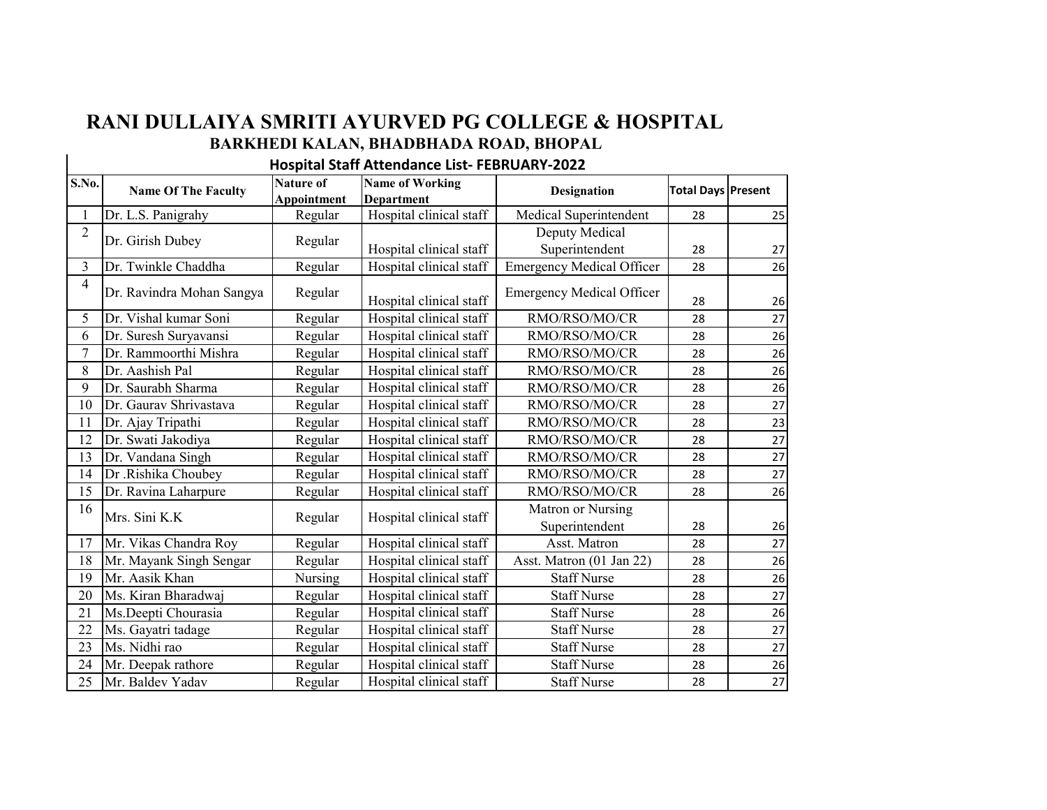# RANI DULLAIYA SMRITI AYURVED PG COLLEGE & HOSPITAL

## BARKHEDI KALAN, BHADBHADA ROAD, BHOPAL

### Hospital Staff Attendance List- FEBRUARY-2022

| S.No. | Name Of The Faculty | Nature of Appointment | Name of Working Department | Designation | Total Days | Present |
|---|---|---|---|---|---|---|
| 1 | Dr. L.S. Panigrahy | Regular | Hospital clinical staff | Medical Superintendent | 28 | 25 |
| 2 | Dr. Girish Dubey | Regular | Hospital clinical staff | Deputy Medical Superintendent | 28 | 27 |
| 3 | Dr. Twinkle Chaddha | Regular | Hospital clinical staff | Emergency Medical Officer | 28 | 26 |
| 4 | Dr. Ravindra Mohan Sangya | Regular | Hospital clinical staff | Emergency Medical Officer | 28 | 26 |
| 5 | Dr. Vishal kumar Soni | Regular | Hospital clinical staff | RMO/RSO/MO/CR | 28 | 27 |
| 6 | Dr. Suresh Suryavansi | Regular | Hospital clinical staff | RMO/RSO/MO/CR | 28 | 26 |
| 7 | Dr. Rammoorthi Mishra | Regular | Hospital clinical staff | RMO/RSO/MO/CR | 28 | 26 |
| 8 | Dr. Aashish Pal | Regular | Hospital clinical staff | RMO/RSO/MO/CR | 28 | 26 |
| 9 | Dr. Saurabh Sharma | Regular | Hospital clinical staff | RMO/RSO/MO/CR | 28 | 26 |
| 10 | Dr. Gaurav Shrivastava | Regular | Hospital clinical staff | RMO/RSO/MO/CR | 28 | 27 |
| 11 | Dr. Ajay Tripathi | Regular | Hospital clinical staff | RMO/RSO/MO/CR | 28 | 23 |
| 12 | Dr. Swati Jakodiya | Regular | Hospital clinical staff | RMO/RSO/MO/CR | 28 | 27 |
| 13 | Dr. Vandana Singh | Regular | Hospital clinical staff | RMO/RSO/MO/CR | 28 | 27 |
| 14 | Dr .Rishika Choubey | Regular | Hospital clinical staff | RMO/RSO/MO/CR | 28 | 27 |
| 15 | Dr. Ravina Laharpure | Regular | Hospital clinical staff | RMO/RSO/MO/CR | 28 | 26 |
| 16 | Mrs. Sini K.K | Regular | Hospital clinical staff | Matron or Nursing Superintendent | 28 | 26 |
| 17 | Mr. Vikas Chandra Roy | Regular | Hospital clinical staff | Asst. Matron | 28 | 27 |
| 18 | Mr. Mayank Singh Sengar | Regular | Hospital clinical staff | Asst. Matron (01 Jan 22) | 28 | 26 |
| 19 | Mr. Aasik Khan | Nursing | Hospital clinical staff | Staff Nurse | 28 | 26 |
| 20 | Ms. Kiran Bharadwaj | Regular | Hospital clinical staff | Staff Nurse | 28 | 27 |
| 21 | Ms.Deepti Chourasia | Regular | Hospital clinical staff | Staff Nurse | 28 | 26 |
| 22 | Ms. Gayatri tadage | Regular | Hospital clinical staff | Staff Nurse | 28 | 27 |
| 23 | Ms. Nidhi rao | Regular | Hospital clinical staff | Staff Nurse | 28 | 27 |
| 24 | Mr. Deepak rathore | Regular | Hospital clinical staff | Staff Nurse | 28 | 26 |
| 25 | Mr. Baldev Yadav | Regular | Hospital clinical staff | Staff Nurse | 28 | 27 |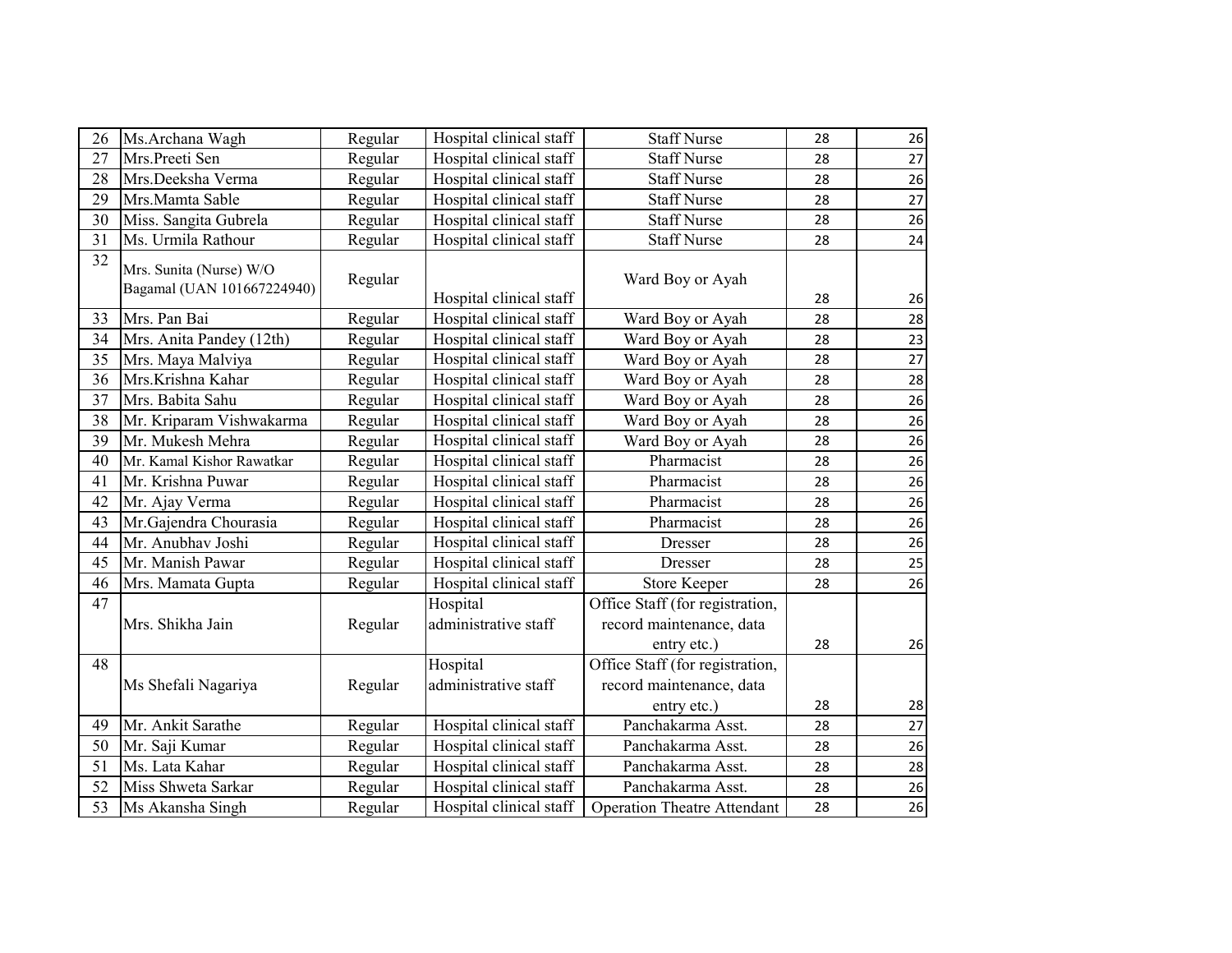| | | | | | | |
|---|---|---|---|---|---|---|
| 26 | Ms.Archana Wagh | Regular | Hospital clinical staff | Staff Nurse | 28 | 26 |
| 27 | Mrs.Preeti Sen | Regular | Hospital clinical staff | Staff Nurse | 28 | 27 |
| 28 | Mrs.Deeksha Verma | Regular | Hospital clinical staff | Staff Nurse | 28 | 26 |
| 29 | Mrs.Mamta Sable | Regular | Hospital clinical staff | Staff Nurse | 28 | 27 |
| 30 | Miss. Sangita Gubrela | Regular | Hospital clinical staff | Staff Nurse | 28 | 26 |
| 31 | Ms. Urmila Rathour | Regular | Hospital clinical staff | Staff Nurse | 28 | 24 |
| 32 | Mrs. Sunita (Nurse) W/O Bagamal (UAN 101667224940) | Regular | Hospital clinical staff | Ward Boy or Ayah | 28 | 26 |
| 33 | Mrs. Pan Bai | Regular | Hospital clinical staff | Ward Boy or Ayah | 28 | 28 |
| 34 | Mrs. Anita Pandey (12th) | Regular | Hospital clinical staff | Ward Boy or Ayah | 28 | 23 |
| 35 | Mrs. Maya Malviya | Regular | Hospital clinical staff | Ward Boy or Ayah | 28 | 27 |
| 36 | Mrs.Krishna Kahar | Regular | Hospital clinical staff | Ward Boy or Ayah | 28 | 28 |
| 37 | Mrs. Babita Sahu | Regular | Hospital clinical staff | Ward Boy or Ayah | 28 | 26 |
| 38 | Mr. Kriparam Vishwakarma | Regular | Hospital clinical staff | Ward Boy or Ayah | 28 | 26 |
| 39 | Mr. Mukesh Mehra | Regular | Hospital clinical staff | Ward Boy or Ayah | 28 | 26 |
| 40 | Mr. Kamal Kishor Rawatkar | Regular | Hospital clinical staff | Pharmacist | 28 | 26 |
| 41 | Mr. Krishna Puwar | Regular | Hospital clinical staff | Pharmacist | 28 | 26 |
| 42 | Mr. Ajay Verma | Regular | Hospital clinical staff | Pharmacist | 28 | 26 |
| 43 | Mr.Gajendra Chourasia | Regular | Hospital clinical staff | Pharmacist | 28 | 26 |
| 44 | Mr. Anubhav Joshi | Regular | Hospital clinical staff | Dresser | 28 | 26 |
| 45 | Mr. Manish Pawar | Regular | Hospital clinical staff | Dresser | 28 | 25 |
| 46 | Mrs. Mamata Gupta | Regular | Hospital clinical staff | Store Keeper | 28 | 26 |
| 47 | Mrs. Shikha Jain | Regular | Hospital administrative staff | Office Staff (for registration, record maintenance, data entry etc.) | 28 | 26 |
| 48 | Ms Shefali Nagariya | Regular | Hospital administrative staff | Office Staff (for registration, record maintenance, data entry etc.) | 28 | 28 |
| 49 | Mr. Ankit Sarathe | Regular | Hospital clinical staff | Panchakarma Asst. | 28 | 27 |
| 50 | Mr. Saji Kumar | Regular | Hospital clinical staff | Panchakarma Asst. | 28 | 26 |
| 51 | Ms. Lata Kahar | Regular | Hospital clinical staff | Panchakarma Asst. | 28 | 28 |
| 52 | Miss Shweta Sarkar | Regular | Hospital clinical staff | Panchakarma Asst. | 28 | 26 |
| 53 | Ms Akansha Singh | Regular | Hospital clinical staff | Operation Theatre Attendant | 28 | 26 |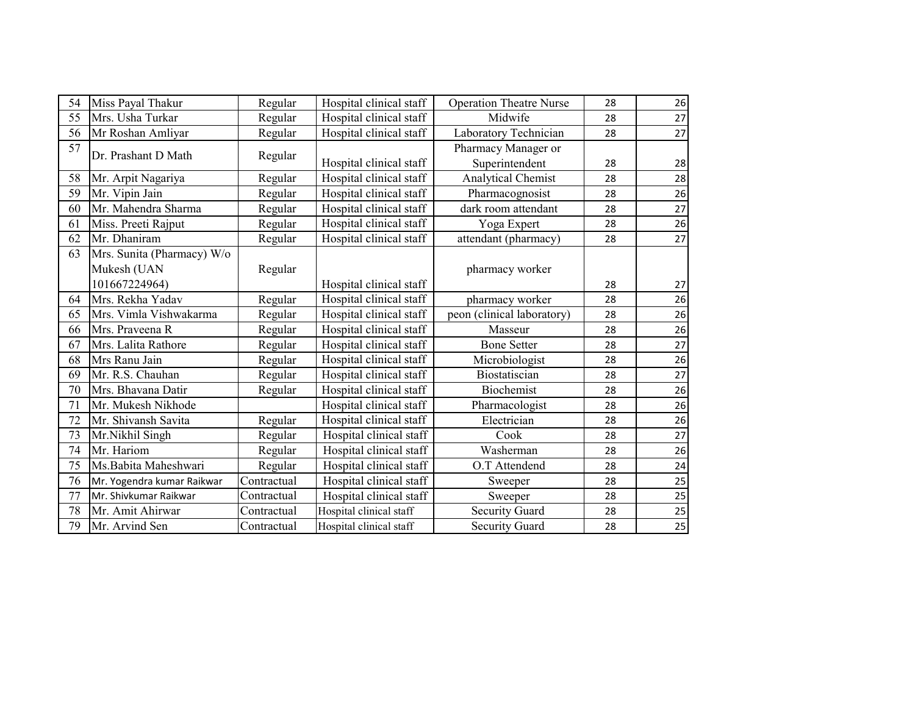| | | | | | | |
|---|---|---|---|---|---|---|
| 54 | Miss Payal Thakur | Regular | Hospital clinical staff | Operation Theatre Nurse | 28 | 26 |
| 55 | Mrs. Usha Turkar | Regular | Hospital clinical staff | Midwife | 28 | 27 |
| 56 | Mr Roshan Amliyar | Regular | Hospital clinical staff | Laboratory Technician | 28 | 27 |
| 57 | Dr. Prashant D Math | Regular | Hospital clinical staff | Pharmacy Manager or Superintendent | 28 | 28 |
| 58 | Mr. Arpit Nagariya | Regular | Hospital clinical staff | Analytical Chemist | 28 | 28 |
| 59 | Mr. Vipin Jain | Regular | Hospital clinical staff | Pharmacognosist | 28 | 26 |
| 60 | Mr. Mahendra Sharma | Regular | Hospital clinical staff | dark room attendant | 28 | 27 |
| 61 | Miss. Preeti Rajput | Regular | Hospital clinical staff | Yoga Expert | 28 | 26 |
| 62 | Mr. Dhaniram | Regular | Hospital clinical staff | attendant (pharmacy) | 28 | 27 |
| 63 | Mrs. Sunita (Pharmacy) W/o Mukesh (UAN 101667224964) | Regular | Hospital clinical staff | pharmacy worker | 28 | 27 |
| 64 | Mrs. Rekha Yadav | Regular | Hospital clinical staff | pharmacy worker | 28 | 26 |
| 65 | Mrs. Vimla Vishwakarma | Regular | Hospital clinical staff | peon (clinical laboratory) | 28 | 26 |
| 66 | Mrs. Praveena R | Regular | Hospital clinical staff | Masseur | 28 | 26 |
| 67 | Mrs. Lalita Rathore | Regular | Hospital clinical staff | Bone Setter | 28 | 27 |
| 68 | Mrs Ranu Jain | Regular | Hospital clinical staff | Microbiologist | 28 | 26 |
| 69 | Mr. R.S. Chauhan | Regular | Hospital clinical staff | Biostatiscian | 28 | 27 |
| 70 | Mrs. Bhavana Datir | Regular | Hospital clinical staff | Biochemist | 28 | 26 |
| 71 | Mr. Mukesh Nikhode | | Hospital clinical staff | Pharmacologist | 28 | 26 |
| 72 | Mr. Shivansh Savita | Regular | Hospital clinical staff | Electrician | 28 | 26 |
| 73 | Mr.Nikhil Singh | Regular | Hospital clinical staff | Cook | 28 | 27 |
| 74 | Mr. Hariom | Regular | Hospital clinical staff | Washerman | 28 | 26 |
| 75 | Ms.Babita Maheshwari | Regular | Hospital clinical staff | O.T Attendend | 28 | 24 |
| 76 | Mr. Yogendra kumar Raikwar | Contractual | Hospital clinical staff | Sweeper | 28 | 25 |
| 77 | Mr. Shivkumar Raikwar | Contractual | Hospital clinical staff | Sweeper | 28 | 25 |
| 78 | Mr. Amit Ahirwar | Contractual | Hospital clinical staff | Security Guard | 28 | 25 |
| 79 | Mr. Arvind Sen | Contractual | Hospital clinical staff | Security Guard | 28 | 25 |